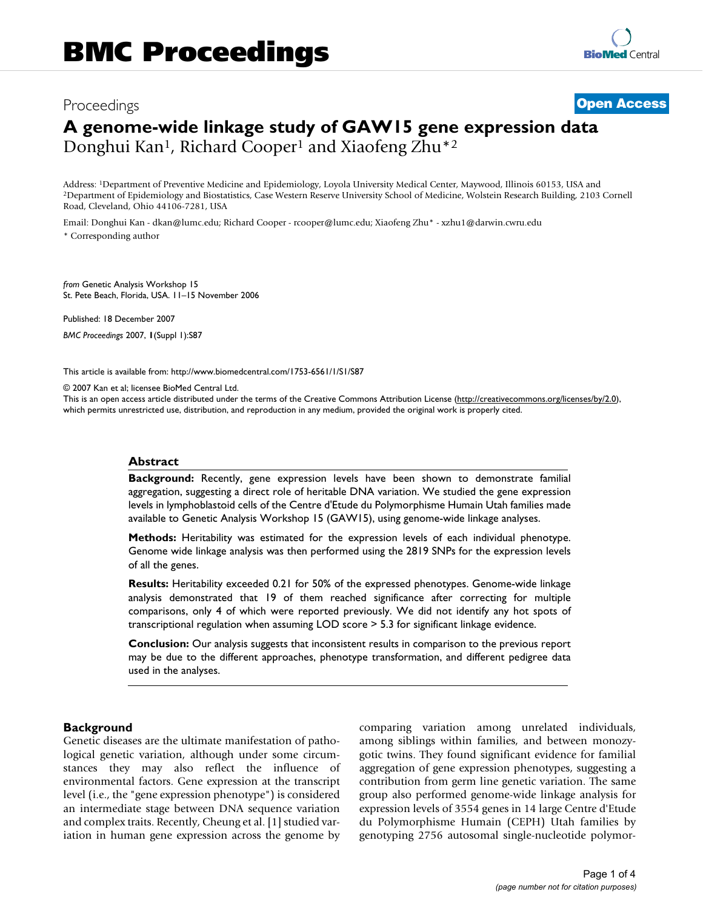Proceedings **Open Access**

# A genome-wide linkage study of GAW15 gene expression data

Donghui Kan[1], Richard Cooper[1] and Xiaofeng Zhu*[2]

Address: [1]Department of Preventive Medicine and Epidemiology, Loyola University Medical Center, Maywood, Illinois 60153, USA and [2]Department of Epidemiology and Biostatistics, Case Western Reserve University School of Medicine, Wolstein Research Building, 2103 Cornell Road, Cleveland, Ohio 44106-7281, USA

Email: Donghui Kan - dkan@lumc.edu; Richard Cooper - rcooper@lumc.edu; Xiaofeng Zhu* - xzhu1@darwin.cwru.edu

* Corresponding author

*from* Genetic Analysis Workshop 15
St. Pete Beach, Florida, USA. 11–15 November 2006

Published: 18 December 2007

*BMC Proceedings* 2007, **1**(Suppl 1):S87

This article is available from: http://www.biomedcentral.com/1753-6561/1/S1/S87

© 2007 Kan et al; licensee BioMed Central Ltd.
This is an open access article distributed under the terms of the Creative Commons Attribution License (http://creativecommons.org/licenses/by/2.0), which permits unrestricted use, distribution, and reproduction in any medium, provided the original work is properly cited.

## Abstract

**Background:** Recently, gene expression levels have been shown to demonstrate familial aggregation, suggesting a direct role of heritable DNA variation. We studied the gene expression levels in lymphoblastoid cells of the Centre d'Etude du Polymorphisme Humain Utah families made available to Genetic Analysis Workshop 15 (GAW15), using genome-wide linkage analyses.

**Methods:** Heritability was estimated for the expression levels of each individual phenotype. Genome wide linkage analysis was then performed using the 2819 SNPs for the expression levels of all the genes.

**Results:** Heritability exceeded 0.21 for 50% of the expressed phenotypes. Genome-wide linkage analysis demonstrated that 19 of them reached significance after correcting for multiple comparisons, only 4 of which were reported previously. We did not identify any hot spots of transcriptional regulation when assuming LOD score > 5.3 for significant linkage evidence.

**Conclusion:** Our analysis suggests that inconsistent results in comparison to the previous report may be due to the different approaches, phenotype transformation, and different pedigree data used in the analyses.

## Background

Genetic diseases are the ultimate manifestation of pathological genetic variation, although under some circumstances they may also reflect the influence of environmental factors. Gene expression at the transcript level (i.e., the "gene expression phenotype") is considered an intermediate stage between DNA sequence variation and complex traits. Recently, Cheung et al. [1] studied variation in human gene expression across the genome by comparing variation among unrelated individuals, among siblings within families, and between monozygotic twins. They found significant evidence for familial aggregation of gene expression phenotypes, suggesting a contribution from germ line genetic variation. The same group also performed genome-wide linkage analysis for expression levels of 3554 genes in 14 large Centre d'Etude du Polymorphisme Humain (CEPH) Utah families by genotyping 2756 autosomal single-nucleotide polymor-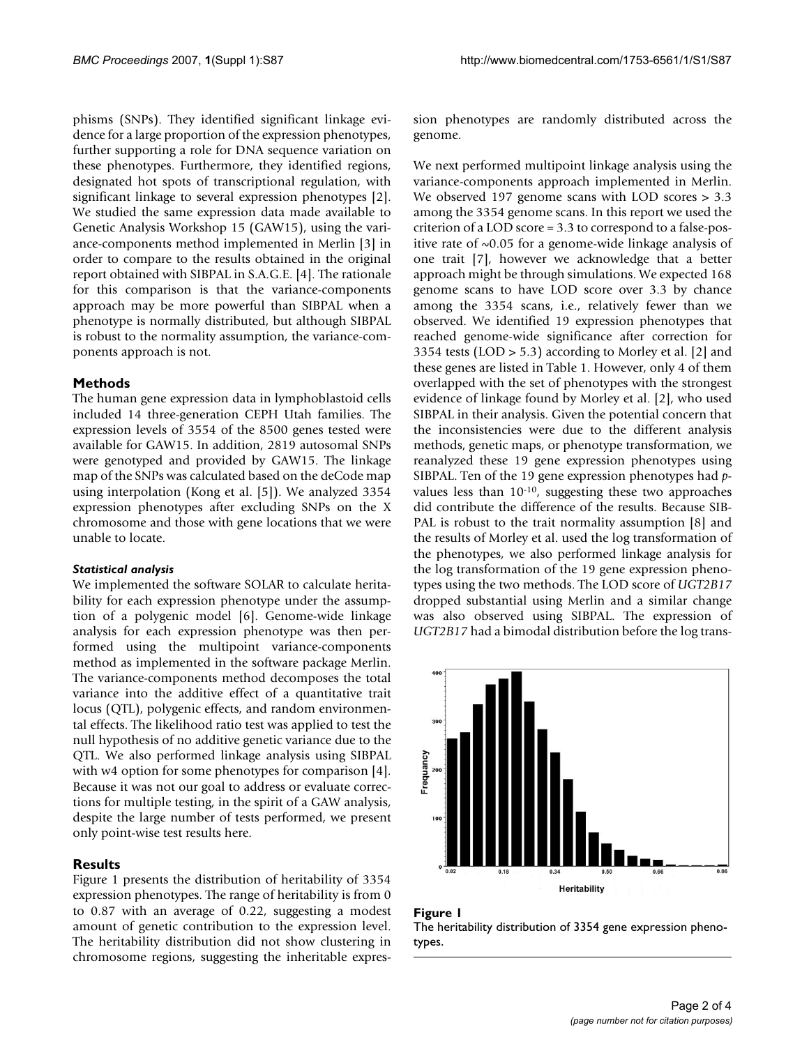phisms (SNPs). They identified significant linkage evidence for a large proportion of the expression phenotypes, further supporting a role for DNA sequence variation on these phenotypes. Furthermore, they identified regions, designated hot spots of transcriptional regulation, with significant linkage to several expression phenotypes [2]. We studied the same expression data made available to Genetic Analysis Workshop 15 (GAW15), using the variance-components method implemented in Merlin [3] in order to compare to the results obtained in the original report obtained with SIBPAL in S.A.G.E. [4]. The rationale for this comparison is that the variance-components approach may be more powerful than SIBPAL when a phenotype is normally distributed, but although SIBPAL is robust to the normality assumption, the variance-components approach is not.

## Methods

The human gene expression data in lymphoblastoid cells included 14 three-generation CEPH Utah families. The expression levels of 3554 of the 8500 genes tested were available for GAW15. In addition, 2819 autosomal SNPs were genotyped and provided by GAW15. The linkage map of the SNPs was calculated based on the deCode map using interpolation (Kong et al. [5]). We analyzed 3354 expression phenotypes after excluding SNPs on the X chromosome and those with gene locations that we were unable to locate.

### *Statistical analysis*

We implemented the software SOLAR to calculate heritability for each expression phenotype under the assumption of a polygenic model [6]. Genome-wide linkage analysis for each expression phenotype was then performed using the multipoint variance-components method as implemented in the software package Merlin. The variance-components method decomposes the total variance into the additive effect of a quantitative trait locus (QTL), polygenic effects, and random environmental effects. The likelihood ratio test was applied to test the null hypothesis of no additive genetic variance due to the QTL. We also performed linkage analysis using SIBPAL with w4 option for some phenotypes for comparison [4]. Because it was not our goal to address or evaluate corrections for multiple testing, in the spirit of a GAW analysis, despite the large number of tests performed, we present only point-wise test results here.

## Results

Figure 1 presents the distribution of heritability of 3354 expression phenotypes. The range of heritability is from 0 to 0.87 with an average of 0.22, suggesting a modest amount of genetic contribution to the expression level. The heritability distribution did not show clustering in chromosome regions, suggesting the inheritable expression phenotypes are randomly distributed across the genome.

We next performed multipoint linkage analysis using the variance-components approach implemented in Merlin. We observed 197 genome scans with LOD scores > 3.3 among the 3354 genome scans. In this report we used the criterion of a LOD score = 3.3 to correspond to a false-positive rate of ~0.05 for a genome-wide linkage analysis of one trait [7], however we acknowledge that a better approach might be through simulations. We expected 168 genome scans to have LOD score over 3.3 by chance among the 3354 scans, i.e., relatively fewer than we observed. We identified 19 expression phenotypes that reached genome-wide significance after correction for 3354 tests (LOD > 5.3) according to Morley et al. [2] and these genes are listed in Table 1. However, only 4 of them overlapped with the set of phenotypes with the strongest evidence of linkage found by Morley et al. [2], who used SIBPAL in their analysis. Given the potential concern that the inconsistencies were due to the different analysis methods, genetic maps, or phenotype transformation, we reanalyzed these 19 gene expression phenotypes using SIBPAL. Ten of the 19 gene expression phenotypes had *p*-values less than $10^{-10}$, suggesting these two approaches did contribute the difference of the results. Because SIBPAL is robust to the trait normality assumption [8] and the results of Morley et al. used the log transformation of the phenotypes, we also performed linkage analysis for the log transformation of the 19 gene expression phenotypes using the two methods. The LOD score of *UGT2B17* dropped substantial using Merlin and a similar change was also observed using SIBPAL. The expression of *UGT2B17* had a bimodal distribution before the log trans-

**Figure 1**
The heritability distribution of 3354 gene expression phenotypes.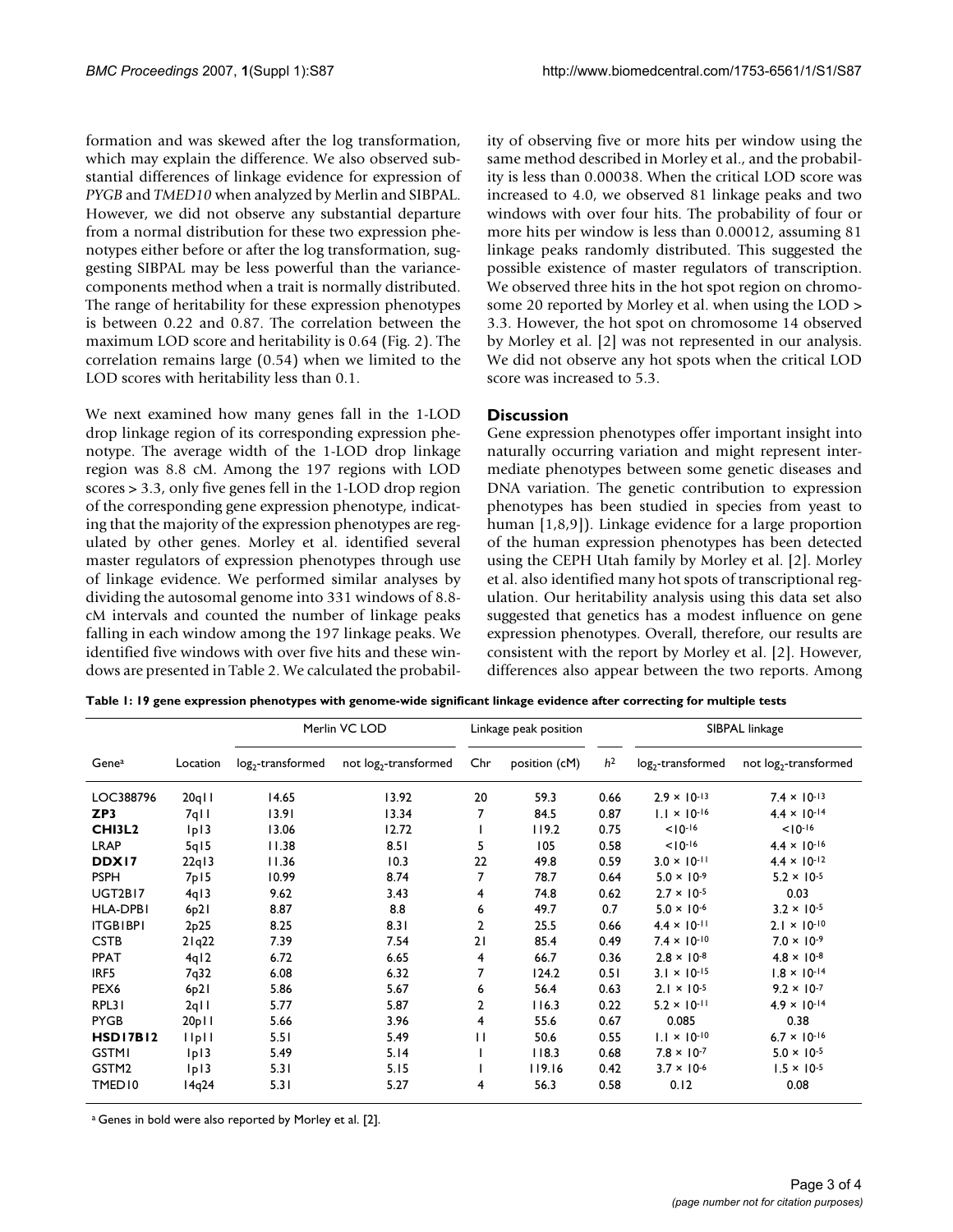formation and was skewed after the log transformation, which may explain the difference. We also observed substantial differences of linkage evidence for expression of *PYGB* and *TMED10* when analyzed by Merlin and SIBPAL. However, we did not observe any substantial departure from a normal distribution for these two expression phenotypes either before or after the log transformation, suggesting SIBPAL may be less powerful than the variance-components method when a trait is normally distributed. The range of heritability for these expression phenotypes is between 0.22 and 0.87. The correlation between the maximum LOD score and heritability is 0.64 (Fig. 2). The correlation remains large (0.54) when we limited to the LOD scores with heritability less than 0.1.

We next examined how many genes fall in the 1-LOD drop linkage region of its corresponding expression phenotype. The average width of the 1-LOD drop linkage region was 8.8 cM. Among the 197 regions with LOD scores > 3.3, only five genes fell in the 1-LOD drop region of the corresponding gene expression phenotype, indicating that the majority of the expression phenotypes are regulated by other genes. Morley et al. identified several master regulators of expression phenotypes through use of linkage evidence. We performed similar analyses by dividing the autosomal genome into 331 windows of 8.8-cM intervals and counted the number of linkage peaks falling in each window among the 197 linkage peaks. We identified five windows with over five hits and these windows are presented in Table 2. We calculated the probability of observing five or more hits per window using the same method described in Morley et al., and the probability is less than 0.00038. When the critical LOD score was increased to 4.0, we observed 81 linkage peaks and two windows with over four hits. The probability of four or more hits per window is less than 0.00012, assuming 81 linkage peaks randomly distributed. This suggested the possible existence of master regulators of transcription. We observed three hits in the hot spot region on chromosome 20 reported by Morley et al. when using the LOD > 3.3. However, the hot spot on chromosome 14 observed by Morley et al. [2] was not represented in our analysis. We did not observe any hot spots when the critical LOD score was increased to 5.3.

## Discussion

Gene expression phenotypes offer important insight into naturally occurring variation and might represent intermediate phenotypes between some genetic diseases and DNA variation. The genetic contribution to expression phenotypes has been studied in species from yeast to human [1,8,9]). Linkage evidence for a large proportion of the human expression phenotypes has been detected using the CEPH Utah family by Morley et al. [2]. Morley et al. also identified many hot spots of transcriptional regulation. Our heritability analysis using this data set also suggested that genetics has a modest influence on gene expression phenotypes. Overall, therefore, our results are consistent with the report by Morley et al. [2]. However, differences also appear between the two reports. Among

**Table 1: 19 gene expression phenotypes with genome-wide significant linkage evidence after correcting for multiple tests**

| | | Merlin VC LOD | | Linkage peak position | | | SIBPAL linkage | |
|---|---|---|---|---|---|---|---|---|
| Gene[a] | Location | $log_2$-transformed | not $log_2$-transformed | Chr | position (cM) | $h^2$ | $log_2$-transformed | not $log_2$-transformed |
| LOC388796 | 20q11 | 14.65 | 13.92 | 20 | 59.3 | 0.66 | $2.9 \times 10^{-13}$ | $7.4 \times 10^{-13}$ |
| **ZP3** | 7q11 | 13.91 | 13.34 | 7 | 84.5 | 0.87 | $1.1 \times 10^{-16}$ | $4.4 \times 10^{-14}$ |
| **CHI3L2** | 1p13 | 13.06 | 12.72 | 1 | 119.2 | 0.75 | $<10^{-16}$ | $<10^{-16}$ |
| LRAP | 5q15 | 11.38 | 8.51 | 5 | 105 | 0.58 | $<10^{-16}$ | $4.4 \times 10^{-16}$ |
| **DDX17** | 22q13 | 11.36 | 10.3 | 22 | 49.8 | 0.59 | $3.0 \times 10^{-11}$ | $4.4 \times 10^{-12}$ |
| PSPH | 7p15 | 10.99 | 8.74 | 7 | 78.7 | 0.64 | $5.0 \times 10^{-9}$ | $5.2 \times 10^{-5}$ |
| UGT2B17 | 4q13 | 9.62 | 3.43 | 4 | 74.8 | 0.62 | $2.7 \times 10^{-5}$ | 0.03 |
| HLA-DPB1 | 6p21 | 8.87 | 8.8 | 6 | 49.7 | 0.7 | $5.0 \times 10^{-6}$ | $3.2 \times 10^{-5}$ |
| ITGB1BP1 | 2p25 | 8.25 | 8.31 | 2 | 25.5 | 0.66 | $4.4 \times 10^{-11}$ | $2.1 \times 10^{-10}$ |
| CSTB | 21q22 | 7.39 | 7.54 | 21 | 85.4 | 0.49 | $7.4 \times 10^{-10}$ | $7.0 \times 10^{-9}$ |
| PPAT | 4q12 | 6.72 | 6.65 | 4 | 66.7 | 0.36 | $2.8 \times 10^{-8}$ | $4.8 \times 10^{-8}$ |
| IRF5 | 7q32 | 6.08 | 6.32 | 7 | 124.2 | 0.51 | $3.1 \times 10^{-15}$ | $1.8 \times 10^{-14}$ |
| PEX6 | 6p21 | 5.86 | 5.67 | 6 | 56.4 | 0.63 | $2.1 \times 10^{-5}$ | $9.2 \times 10^{-7}$ |
| RPL31 | 2q11 | 5.77 | 5.87 | 2 | 116.3 | 0.22 | $5.2 \times 10^{-11}$ | $4.9 \times 10^{-14}$ |
| PYGB | 20p11 | 5.66 | 3.96 | 4 | 55.6 | 0.67 | 0.085 | 0.38 |
| **HSD17B12** | 11p11 | 5.51 | 5.49 | 11 | 50.6 | 0.55 | $1.1 \times 10^{-10}$ | $6.7 \times 10^{-16}$ |
| GSTM1 | 1p13 | 5.49 | 5.14 | 1 | 118.3 | 0.68 | $7.8 \times 10^{-7}$ | $5.0 \times 10^{-5}$ |
| GSTM2 | 1p13 | 5.31 | 5.15 | 1 | 119.16 | 0.42 | $3.7 \times 10^{-6}$ | $1.5 \times 10^{-5}$ |
| TMED10 | 14q24 | 5.31 | 5.27 | 4 | 56.3 | 0.58 | 0.12 | 0.08 |

[a] Genes in bold were also reported by Morley et al. [2].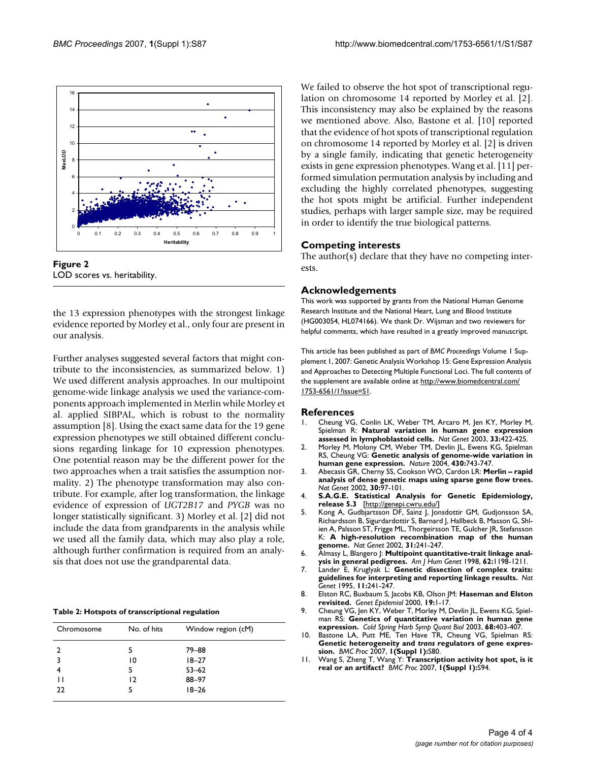16
14
12
10
8
6
4
2
0
MaxLOD
0 0.1 0.2 0.3 0.4 0.5 0.6 0.7 0.8 0.9 1
Heritability

**Figure 2**
LOD scores vs. heritability.

the 13 expression phenotypes with the strongest linkage evidence reported by Morley et al., only four are present in our analysis.

Further analyses suggested several factors that might contribute to the inconsistencies, as summarized below. 1) We used different analysis approaches. In our multipoint genome-wide linkage analysis we used the variance-components approach implemented in Merlin while Morley et al. applied SIBPAL, which is robust to the normality assumption [8]. Using the exact same data for the 19 gene expression phenotypes we still obtained different conclusions regarding linkage for 10 expression phenotypes. One potential reason may be the different power for the two approaches when a trait satisfies the assumption normality. 2) The phenotype transformation may also contribute. For example, after log transformation, the linkage evidence of expression of *UGT2B17* and *PYGB* was no longer statistically significant. 3) Morley et al. [2] did not include the data from grandparents in the analysis while we used all the family data, which may also play a role, although further confirmation is required from an analysis that does not use the grandparental data.

**Table 2: Hotspots of transcriptional regulation**

| Chromosome | No. of hits | Window region (cM) |
|---|---|---|
| 2 | 5 | 79–88 |
| 3 | 10 | 18–27 |
| 4 | 5 | 53–62 |
| 11 | 12 | 88–97 |
| 22 | 5 | 18–26 |

We failed to observe the hot spot of transcriptional regulation on chromosome 14 reported by Morley et al. [2]. This inconsistency may also be explained by the reasons we mentioned above. Also, Bastone et al. [10] reported that the evidence of hot spots of transcriptional regulation on chromosome 14 reported by Morley et al. [2] is driven by a single family, indicating that genetic heterogeneity exists in gene expression phenotypes. Wang et al. [11] performed simulation permutation analysis by including and excluding the highly correlated phenotypes, suggesting the hot spots might be artificial. Further independent studies, perhaps with larger sample size, may be required in order to identify the true biological patterns.

## Competing interests

The author(s) declare that they have no competing interests.

## Acknowledgements

This work was supported by grants from the National Human Genome Research Institute and the National Heart, Lung and Blood Institute (HG003054, HL074166). We thank Dr. Wijsman and two reviewers for helpful comments, which have resulted in a greatly improved manuscript.

This article has been published as part of *BMC Proceedings* Volume 1 Supplement 1, 2007: Genetic Analysis Workshop 15: Gene Expression Analysis and Approaches to Detecting Multiple Functional Loci. The full contents of the supplement are available online at http://www.biomedcentral.com/1753-6561/1?issue=S1.

## References

1. Cheung VG, Conlin LK, Weber TM, Arcaro M, Jen KY, Morley M, Spielman R: **Natural variation in human gene expression assessed in lymphoblastoid cells.** *Nat Genet* 2003, **33:**422-425.
2. Morley M, Molony CM, Weber TM, Devlin JL, Ewens KG, Spielman RS, Cheung VG: **Genetic analysis of genome-wide variation in human gene expression.** *Nature* 2004, **430:**743-747.
3. Abecasis GR, Cherny SS, Cookson WO, Cardon LR: **Merlin – rapid analysis of dense genetic maps using sparse gene flow trees.** *Nat Genet* 2002, **30:**97-101.
4. **S.A.G.E. Statistical Analysis for Genetic Epidemiology, release 5.3** [http://genepi.cwru.edu/]
5. Kong A, Gudbjartsson DF, Sainz J, Jonsdottir GM, Gudjonsson SA, Richardsson B, Sigurdardottir S, Barnard J, Hallbeck B, Masson G, Shlien A, Palsson ST, Frigge ML, Thorgeirsson TE, Gulcher JR, Stefansson K: **A high-resolution recombination map of the human genome.** *Nat Genet* 2002, **31:**241-247.
6. Almasy L, Blangero J: **Multipoint quantitative-trait linkage analysis in general pedigrees.** *Am J Hum Genet* 1998, **62:**1198-1211.
7. Lander E, Kruglyak L: **Genetic dissection of complex traits: guidelines for interpreting and reporting linkage results.** *Nat Genet* 1995, **11:**241-247.
8. Elston RC, Buxbaum S, Jacobs KB, Olson JM: **Haseman and Elston revisited.** *Genet Epidemiol* 2000, **19:**1-17.
9. Cheung VG, Jen KY, Weber T, Morley M, Devlin JL, Ewens KG, Spielman RS: **Genetics of quantitative variation in human gene expression.** *Cold Spring Harb Symp Quant Biol* 2003, **68:**403-407.
10. Bastone LA, Putt ME, Ten Have TR, Cheung VG, Spielman RS: **Genetic heterogeneity and *trans* regulators of gene expression.** *BMC Proc* 2007, **1(Suppl 1):**S80.
11. Wang S, Zheng T, Wang Y: **Transcription activity hot spot, is it real or an artifact?** *BMC Proc* 2007, **1(Suppl 1):**S94.